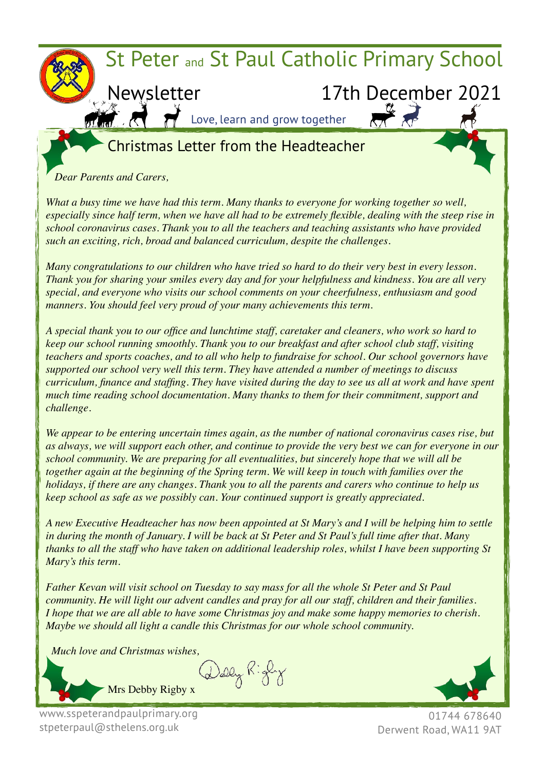# St Peter and St Paul Catholic Primary School

## Newsletter 17th December 2021

Love, learn and grow together

## Christmas Letter from the Headteacher

*Dear Parents and Carers,*

*What a busy time we have had this term. Many thanks to everyone for working together so well, especially since half term, when we have all had to be extremely flexible, dealing with the steep rise in school coronavirus cases. Thank you to all the teachers and teaching assistants who have provided such an exciting, rich, broad and balanced curriculum, despite the challenges.*

*Many congratulations to our children who have tried so hard to do their very best in every lesson. Thank you for sharing your smiles every day and for your helpfulness and kindness. You are all very special, and everyone who visits our school comments on your cheerfulness, enthusiasm and good manners. You should feel very proud of your many achievements this term.*

*A special thank you to our office and lunchtime staff, caretaker and cleaners, who work so hard to keep our school running smoothly. Thank you to our breakfast and after school club staff, visiting teachers and sports coaches, and to all who help to fundraise for school. Our school governors have supported our school very well this term. They have attended a number of meetings to discuss curriculum, finance and staffing. They have visited during the day to see us all at work and have spent much time reading school documentation. Many thanks to them for their commitment, support and challenge.*

*We appear to be entering uncertain times again, as the number of national coronavirus cases rise, but as always, we will support each other, and continue to provide the very best we can for everyone in our school community. We are preparing for all eventualities, but sincerely hope that we will all be together again at the beginning of the Spring term. We will keep in touch with families over the holidays, if there are any changes. Thank you to all the parents and carers who continue to help us keep school as safe as we possibly can. Your continued support is greatly appreciated.*

*A new Executive Headteacher has now been appointed at St Mary's and I will be helping him to settle in during the month of January. I will be back at St Peter and St Paul's full time after that. Many thanks to all the staff who have taken on additional leadership roles, whilst I have been supporting St Mary's this term.*

*Father Kevan will visit school on Tuesday to say mass for all the whole St Peter and St Paul community. He will light our advent candles and pray for all our staff, children and their families. I hope that we are all able to have some Christmas joy and make some happy memories to cherish. Maybe we should all light a candle this Christmas for our whole school community.*

*Much love and Christmas wishes,*

Debby Rigby

Mrs Debby Rigby x

www.sspeterandpaulprimary.org
stpeterpaul@sthelens.org.uk

01744 678640
Derwent Road, WA11 9AT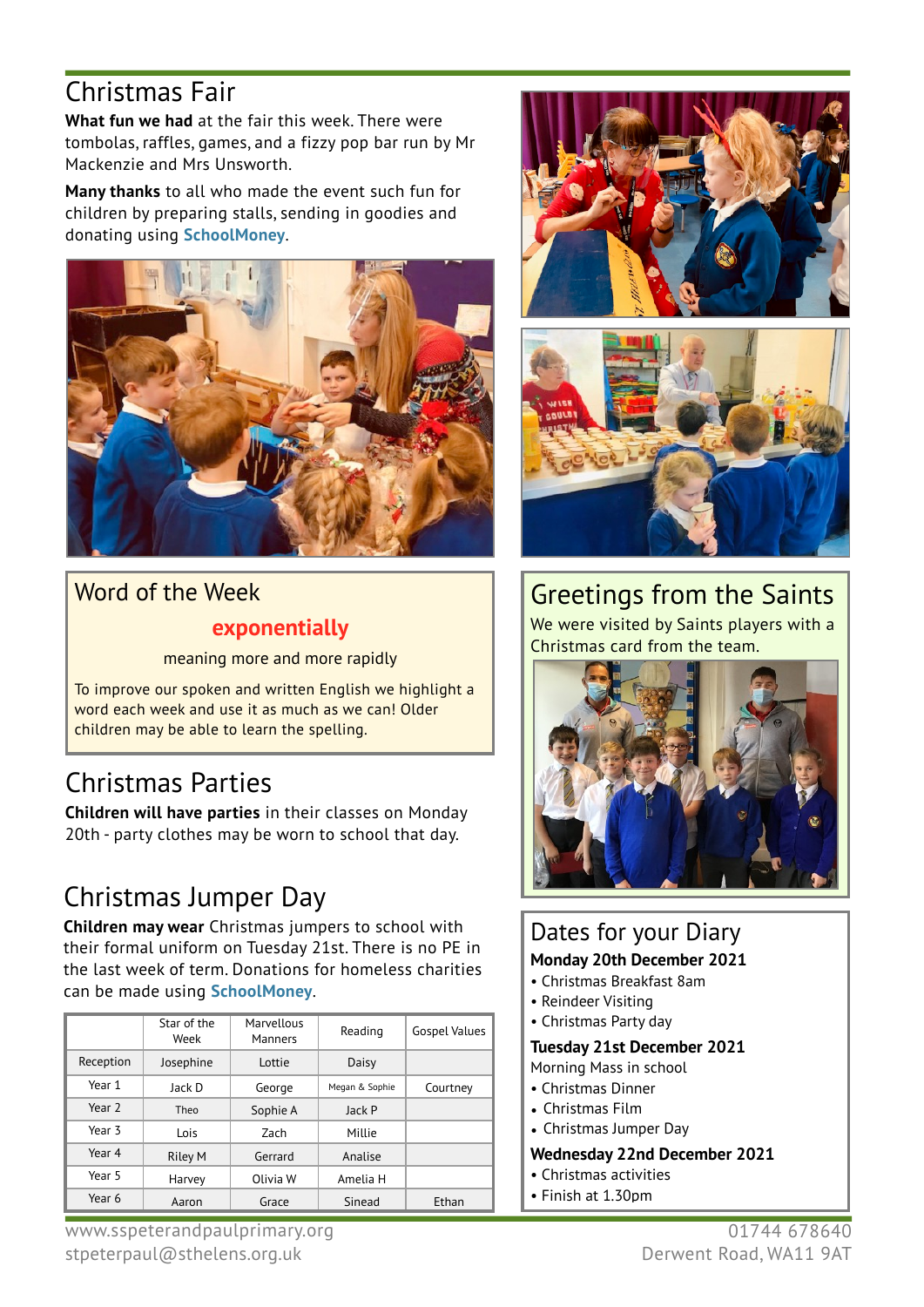# Christmas Fair

**What fun we had** at the fair this week. There were tombolas, raffles, games, and a fizzy pop bar run by Mr Mackenzie and Mrs Unsworth.

**Many thanks** to all who made the event such fun for children by preparing stalls, sending in goodies and donating using **SchoolMoney**.

## Word of the Week

**exponentially**

meaning more and more rapidly

To improve our spoken and written English we highlight a word each week and use it as much as we can! Older children may be able to learn the spelling.

# Christmas Parties

**Children will have parties** in their classes on Monday 20th - party clothes may be worn to school that day.

# Christmas Jumper Day

**Children may wear** Christmas jumpers to school with their formal uniform on Tuesday 21st. There is no PE in the last week of term. Donations for homeless charities can be made using **SchoolMoney**.

| | Star of the Week | Marvellous Manners | Reading | Gospel Values |
|---|---|---|---|---|
| Reception | Josephine | Lottie | Daisy | |
| Year 1 | Jack D | George | Megan & Sophie | Courtney |
| Year 2 | Theo | Sophie A | Jack P | |
| Year 3 | Lois | Zach | Millie | |
| Year 4 | Riley M | Gerrard | Analise | |
| Year 5 | Harvey | Olivia W | Amelia H | |
| Year 6 | Aaron | Grace | Sinead | Ethan |

# Greetings from the Saints

We were visited by Saints players with a Christmas card from the team.

# Dates for your Diary

**Monday 20th December 2021**

- Christmas Breakfast 8am
- Reindeer Visiting
- Christmas Party day

**Tuesday 21st December 2021**

Morning Mass in school

- Christmas Dinner
- Christmas Film
- Christmas Jumper Day

**Wednesday 22nd December 2021**

- Christmas activities
- Finish at 1.30pm

www.sspeterandpaulprimary.org
stpeterpaul@sthelens.org.uk

01744 678640
Derwent Road, WA11 9AT